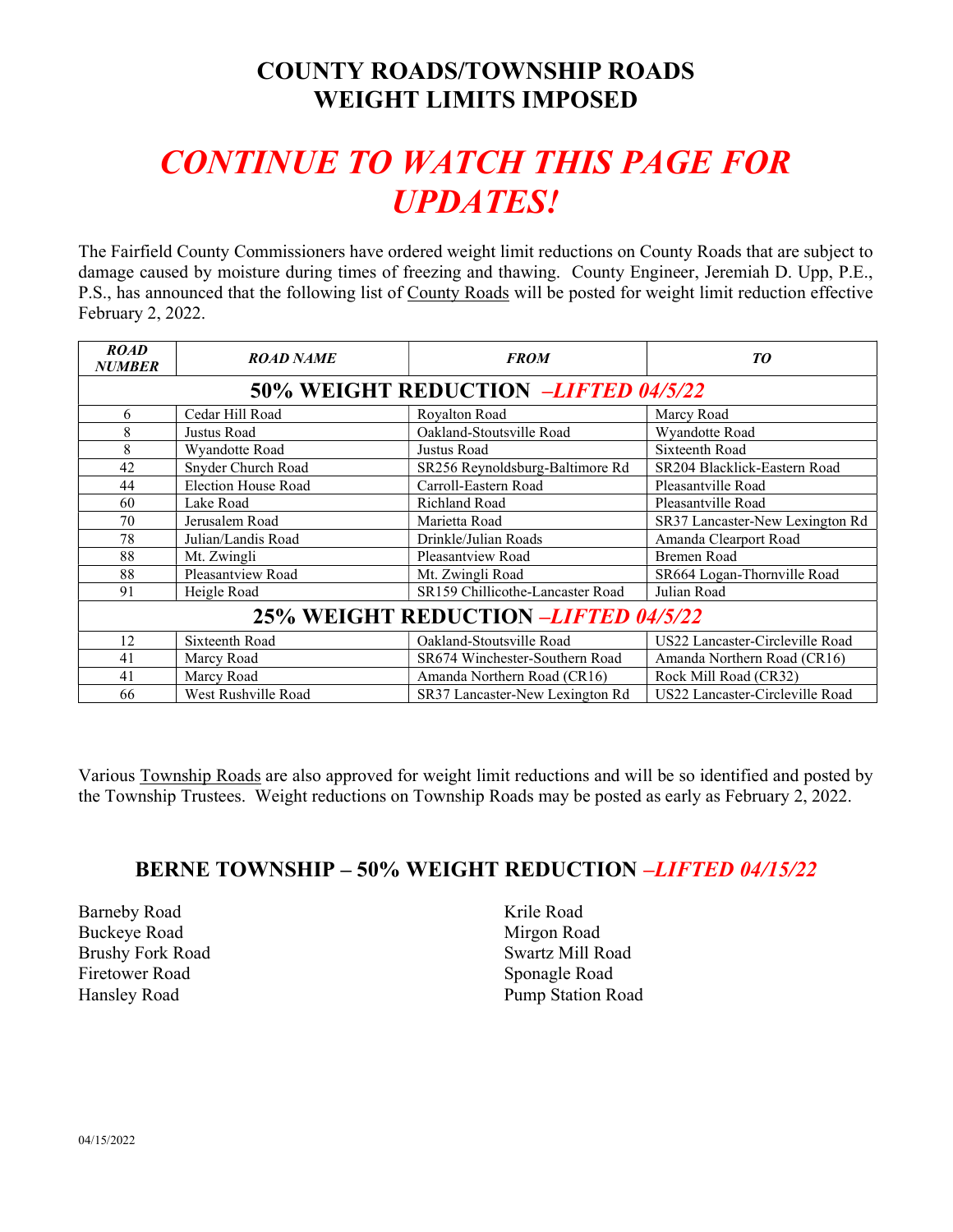# COUNTY ROADS/TOWNSHIP ROADS WEIGHT LIMITS IMPOSED

## *CONTINUE TO WATCH THIS PAGE FOR UPDATES!*

The Fairfield County Commissioners have ordered weight limit reductions on County Roads that are subject to damage caused by moisture during times of freezing and thawing. County Engineer, Jeremiah D. Upp, P.E., P.S., has announced that the following list of County Roads will be posted for weight limit reduction effective February 2, 2022.

| ***ROAD NUMBER*** | ***ROAD NAME*** | ***FROM*** | ***TO*** |
|---|---|---|---|
| **50% WEIGHT REDUCTION *–LIFTED 04/5/22*** | | | |
| 6 | Cedar Hill Road | Royalton Road | Marcy Road |
| 8 | Justus Road | Oakland-Stoutsville Road | Wyandotte Road |
| 8 | Wyandotte Road | Justus Road | Sixteenth Road |
| 42 | Snyder Church Road | SR256 Reynoldsburg-Baltimore Rd | SR204 Blacklick-Eastern Road |
| 44 | Election House Road | Carroll-Eastern Road | Pleasantville Road |
| 60 | Lake Road | Richland Road | Pleasantville Road |
| 70 | Jerusalem Road | Marietta Road | SR37 Lancaster-New Lexington Rd |
| 78 | Julian/Landis Road | Drinkle/Julian Roads | Amanda Clearport Road |
| 88 | Mt. Zwingli | Pleasantview Road | Bremen Road |
| 88 | Pleasantview Road | Mt. Zwingli Road | SR664 Logan-Thornville Road |
| 91 | Heigle Road | SR159 Chillicothe-Lancaster Road | Julian Road |
| **25% WEIGHT REDUCTION *–LIFTED 04/5/22*** | | | |
| 12 | Sixteenth Road | Oakland-Stoutsville Road | US22 Lancaster-Circleville Road |
| 41 | Marcy Road | SR674 Winchester-Southern Road | Amanda Northern Road (CR16) |
| 41 | Marcy Road | Amanda Northern Road (CR16) | Rock Mill Road (CR32) |
| 66 | West Rushville Road | SR37 Lancaster-New Lexington Rd | US22 Lancaster-Circleville Road |

Various Township Roads are also approved for weight limit reductions and will be so identified and posted by the Township Trustees. Weight reductions on Township Roads may be posted as early as February 2, 2022.

### BERNE TOWNSHIP – 50% WEIGHT REDUCTION *–LIFTED 04/15/22*

Barneby Road
Buckeye Road
Brushy Fork Road
Firetower Road
Hansley Road
Krile Road
Mirgon Road
Swartz Mill Road
Sponagle Road
Pump Station Road

04/15/2022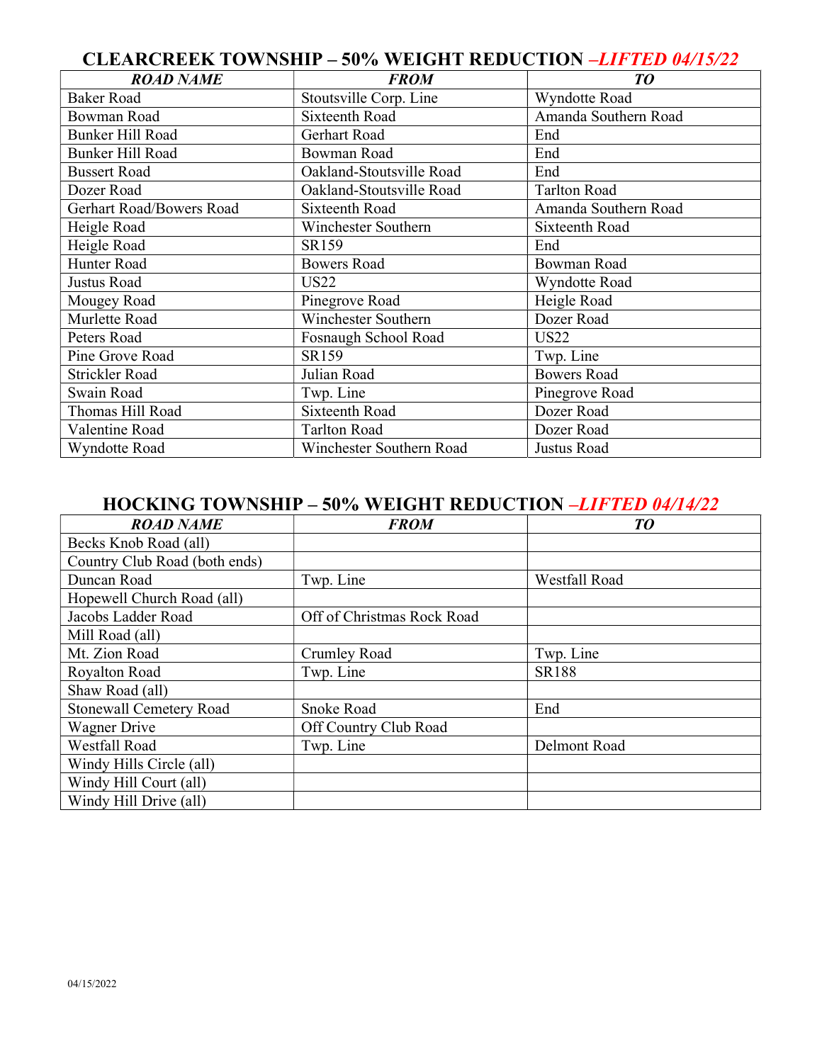## CLEARCREEK TOWNSHIP – 50% WEIGHT REDUCTION *–LIFTED 04/15/22*

| ***ROAD NAME*** | ***FROM*** | ***TO*** |
|---|---|---|
| Baker Road | Stoutsville Corp. Line | Wyndotte Road |
| Bowman Road | Sixteenth Road | Amanda Southern Road |
| Bunker Hill Road | Gerhart Road | End |
| Bunker Hill Road | Bowman Road | End |
| Bussert Road | Oakland-Stoutsville Road | End |
| Dozer Road | Oakland-Stoutsville Road | Tarlton Road |
| Gerhart Road/Bowers Road | Sixteenth Road | Amanda Southern Road |
| Heigle Road | Winchester Southern | Sixteenth Road |
| Heigle Road | SR159 | End |
| Hunter Road | Bowers Road | Bowman Road |
| Justus Road | US22 | Wyndotte Road |
| Mougey Road | Pinegrove Road | Heigle Road |
| Murlette Road | Winchester Southern | Dozer Road |
| Peters Road | Fosnaugh School Road | US22 |
| Pine Grove Road | SR159 | Twp. Line |
| Strickler Road | Julian Road | Bowers Road |
| Swain Road | Twp. Line | Pinegrove Road |
| Thomas Hill Road | Sixteenth Road | Dozer Road |
| Valentine Road | Tarlton Road | Dozer Road |
| Wyndotte Road | Winchester Southern Road | Justus Road |

## HOCKING TOWNSHIP – 50% WEIGHT REDUCTION *–LIFTED 04/14/22*

| ***ROAD NAME*** | ***FROM*** | ***TO*** |
|---|---|---|
| Becks Knob Road (all) | | |
| Country Club Road (both ends) | | |
| Duncan Road | Twp. Line | Westfall Road |
| Hopewell Church Road (all) | | |
| Jacobs Ladder Road | Off of Christmas Rock Road | |
| Mill Road (all) | | |
| Mt. Zion Road | Crumley Road | Twp. Line |
| Royalton Road | Twp. Line | SR188 |
| Shaw Road (all) | | |
| Stonewall Cemetery Road | Snoke Road | End |
| Wagner Drive | Off Country Club Road | |
| Westfall Road | Twp. Line | Delmont Road |
| Windy Hills Circle (all) | | |
| Windy Hill Court (all) | | |
| Windy Hill Drive (all) | | |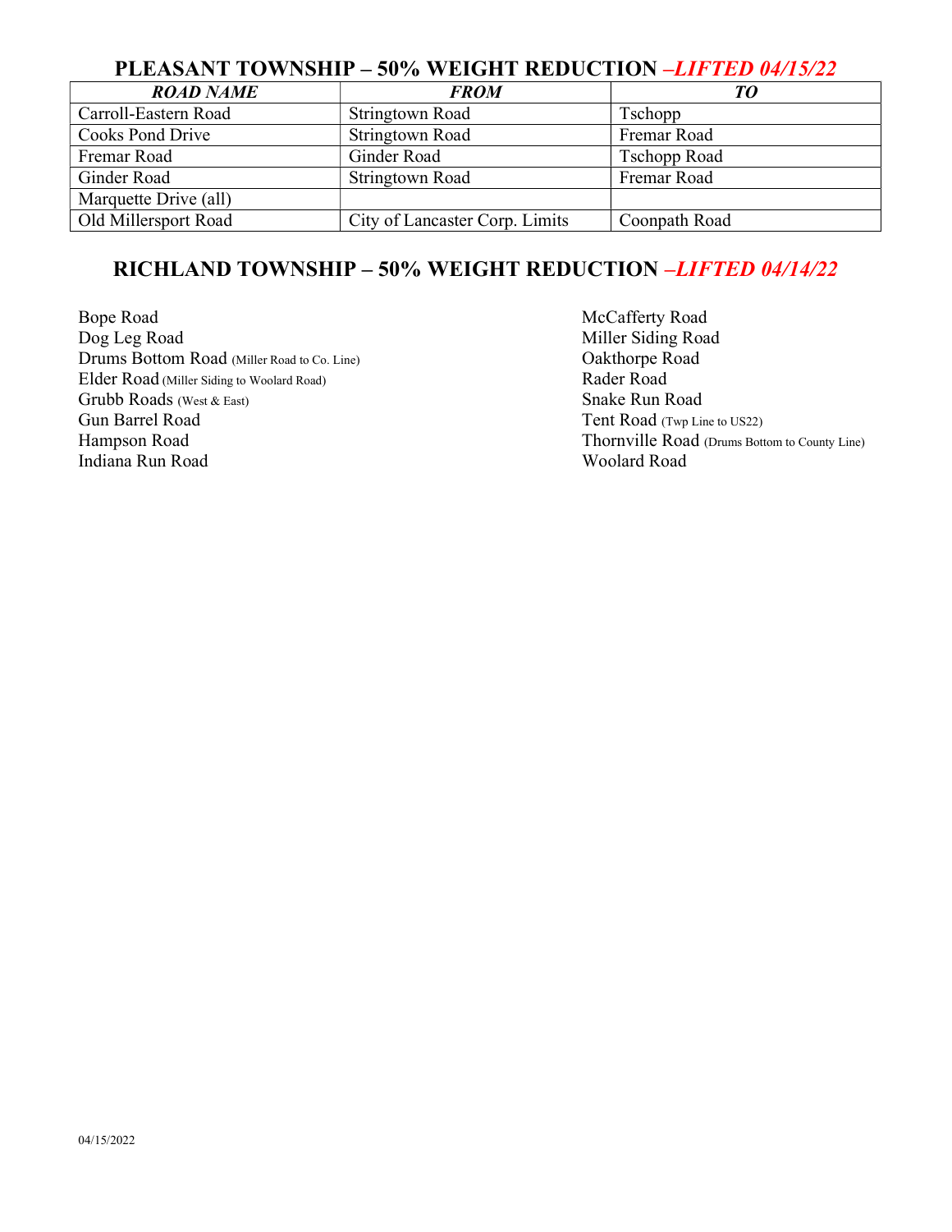## PLEASANT TOWNSHIP – 50% WEIGHT REDUCTION *–LIFTED 04/15/22*

| *ROAD NAME* | *FROM* | *TO* |
|---|---|---|
| Carroll-Eastern Road | Stringtown Road | Tschopp |
| Cooks Pond Drive | Stringtown Road | Fremar Road |
| Fremar Road | Ginder Road | Tschopp Road |
| Ginder Road | Stringtown Road | Fremar Road |
| Marquette Drive (all) | | |
| Old Millersport Road | City of Lancaster Corp. Limits | Coonpath Road |

## RICHLAND TOWNSHIP – 50% WEIGHT REDUCTION *–LIFTED 04/14/22*

Bope Road
Dog Leg Road
Drums Bottom Road (Miller Road to Co. Line)
Elder Road (Miller Siding to Woolard Road)
Grubb Roads (West & East)
Gun Barrel Road
Hampson Road
Indiana Run Road
McCafferty Road
Miller Siding Road
Oakthorpe Road
Rader Road
Snake Run Road
Tent Road (Twp Line to US22)
Thornville Road (Drums Bottom to County Line)
Woolard Road

04/15/2022